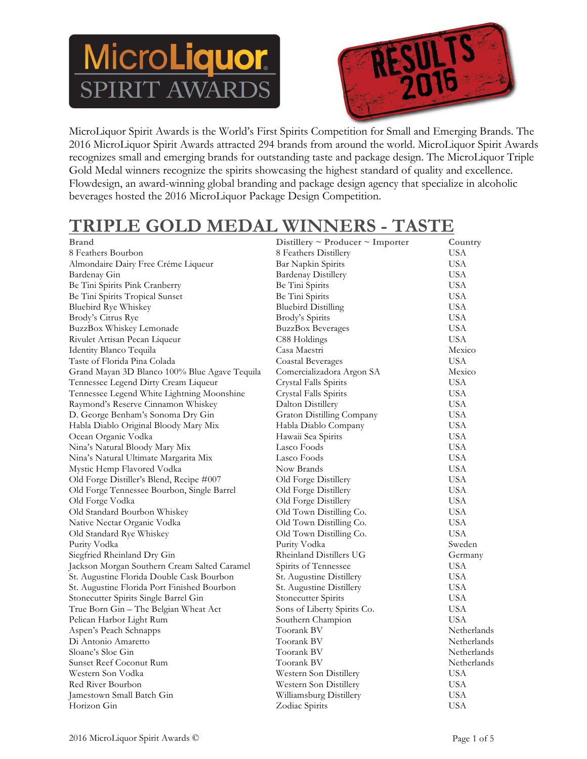MicroLiquor Spirit Awards is the World's First Spirits Competition for Small and Emerging Brands. The 2016 MicroLiquor Spirit Awards attracted 294 brands from around the world. MicroLiquor Spirit Awards recognizes small and emerging brands for outstanding taste and package design. The MicroLiquor Triple Gold Medal winners recognize the spirits showcasing the highest standard of quality and excellence. Flowdesign, an award-winning global branding and package design agency that specialize in alcoholic beverages hosted the 2016 MicroLiquor Package Design Competition.

# TRIPLE GOLD MEDAL WINNERS - TASTE

| Brand | Distillery ~ Producer ~ Importer | Country |
|---|---|---|
| 8 Feathers Bourbon | 8 Feathers Distillery | USA |
| Almondaire Dairy Free Créme Liqueur | Bar Napkin Spirits | USA |
| Bardenay Gin | Bardenay Distillery | USA |
| Be Tini Spirits Pink Cranberry | Be Tini Spirits | USA |
| Be Tini Spirits Tropical Sunset | Be Tini Spirits | USA |
| Bluebird Rye Whiskey | Bluebird Distilling | USA |
| Brody's Citrus Rye | Brody's Spirits | USA |
| BuzzBox Whiskey Lemonade | BuzzBox Beverages | USA |
| Rivulet Artisan Pecan Liqueur | C88 Holdings | USA |
| Identity Blanco Tequila | Casa Maestri | Mexico |
| Taste of Florida Pina Colada | Coastal Beverages | USA |
| Grand Mayan 3D Blanco 100% Blue Agave Tequila | Comercializadora Argon SA | Mexico |
| Tennessee Legend Dirty Cream Liqueur | Crystal Falls Spirits | USA |
| Tennessee Legend White Lightning Moonshine | Crystal Falls Spirits | USA |
| Raymond's Reserve Cinnamon Whiskey | Dalton Distillery | USA |
| D. George Benham's Sonoma Dry Gin | Graton Distilling Company | USA |
| Habla Diablo Original Bloody Mary Mix | Habla Diablo Company | USA |
| Ocean Organic Vodka | Hawaii Sea Spirits | USA |
| Nina's Natural Bloody Mary Mix | Lasco Foods | USA |
| Nina's Natural Ultimate Margarita Mix | Lasco Foods | USA |
| Mystic Hemp Flavored Vodka | Now Brands | USA |
| Old Forge Distiller's Blend, Recipe #007 | Old Forge Distillery | USA |
| Old Forge Tennessee Bourbon, Single Barrel | Old Forge Distillery | USA |
| Old Forge Vodka | Old Forge Distillery | USA |
| Old Standard Bourbon Whiskey | Old Town Distilling Co. | USA |
| Native Nectar Organic Vodka | Old Town Distilling Co. | USA |
| Old Standard Rye Whiskey | Old Town Distilling Co. | USA |
| Purity Vodka | Purity Vodka | Sweden |
| Siegfried Rheinland Dry Gin | Rheinland Distillers UG | Germany |
| Jackson Morgan Southern Cream Salted Caramel | Spirits of Tennessee | USA |
| St. Augustine Florida Double Cask Bourbon | St. Augustine Distillery | USA |
| St. Augustine Florida Port Finished Bourbon | St. Augustine Distillery | USA |
| Stonecutter Spirits Single Barrel Gin | Stonecutter Spirits | USA |
| True Born Gin – The Belgian Wheat Act | Sons of Liberty Spirits Co. | USA |
| Pelican Harbor Light Rum | Southern Champion | USA |
| Aspen's Peach Schnapps | Toorank BV | Netherlands |
| Di Antonio Amaretto | Toorank BV | Netherlands |
| Sloane's Sloe Gin | Toorank BV | Netherlands |
| Sunset Reef Coconut Rum | Toorank BV | Netherlands |
| Western Son Vodka | Western Son Distillery | USA |
| Red River Bourbon | Western Son Distillery | USA |
| Jamestown Small Batch Gin | Williamsburg Distillery | USA |
| Horizon Gin | Zodiac Spirits | USA |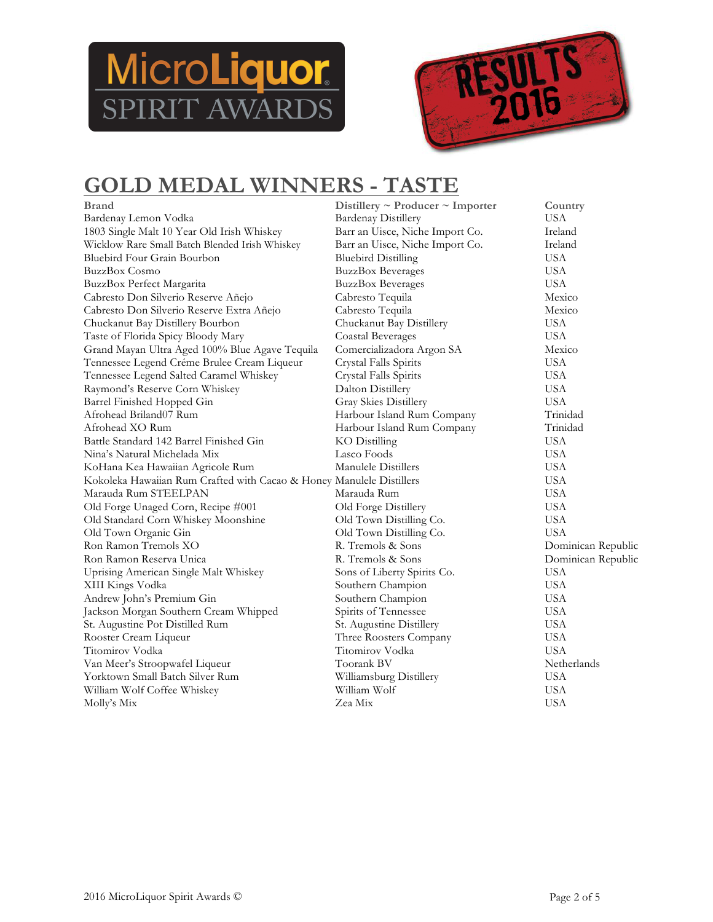# MicroLiquor SPIRIT AWARDS

# RESULTS 2016

## GOLD MEDAL WINNERS - TASTE

| Brand | Distillery ~ Producer ~ Importer | Country |
| --- | --- | --- |
| Bardenay Lemon Vodka | Bardenay Distillery | USA |
| 1803 Single Malt 10 Year Old Irish Whiskey | Barr an Uisce, Niche Import Co. | Ireland |
| Wicklow Rare Small Batch Blended Irish Whiskey | Barr an Uisce, Niche Import Co. | Ireland |
| Bluebird Four Grain Bourbon | Bluebird Distilling | USA |
| BuzzBox Cosmo | BuzzBox Beverages | USA |
| BuzzBox Perfect Margarita | BuzzBox Beverages | USA |
| Cabresto Don Silverio Reserve Añejo | Cabresto Tequila | Mexico |
| Cabresto Don Silverio Reserve Extra Añejo | Cabresto Tequila | Mexico |
| Chuckanut Bay Distillery Bourbon | Chuckanut Bay Distillery | USA |
| Taste of Florida Spicy Bloody Mary | Coastal Beverages | USA |
| Grand Mayan Ultra Aged 100% Blue Agave Tequila | Comercializadora Argon SA | Mexico |
| Tennessee Legend Créme Brulee Cream Liqueur | Crystal Falls Spirits | USA |
| Tennessee Legend Salted Caramel Whiskey | Crystal Falls Spirits | USA |
| Raymond's Reserve Corn Whiskey | Dalton Distillery | USA |
| Barrel Finished Hopped Gin | Gray Skies Distillery | USA |
| Afrohead Briland07 Rum | Harbour Island Rum Company | Trinidad |
| Afrohead XO Rum | Harbour Island Rum Company | Trinidad |
| Battle Standard 142 Barrel Finished Gin | KO Distilling | USA |
| Nina's Natural Michelada Mix | Lasco Foods | USA |
| KoHana Kea Hawaiian Agricole Rum | Manulele Distillers | USA |
| Kokoleka Hawaiian Rum Crafted with Cacao & Honey | Manulele Distillers | USA |
| Marauda Rum STEELPAN | Marauda Rum | USA |
| Old Forge Unaged Corn, Recipe #001 | Old Forge Distillery | USA |
| Old Standard Corn Whiskey Moonshine | Old Town Distilling Co. | USA |
| Old Town Organic Gin | Old Town Distilling Co. | USA |
| Ron Ramon Tremols XO | R. Tremols & Sons | Dominican Republic |
| Ron Ramon Reserva Unica | R. Tremols & Sons | Dominican Republic |
| Uprising American Single Malt Whiskey | Sons of Liberty Spirits Co. | USA |
| XIII Kings Vodka | Southern Champion | USA |
| Andrew John's Premium Gin | Southern Champion | USA |
| Jackson Morgan Southern Cream Whipped | Spirits of Tennessee | USA |
| St. Augustine Pot Distilled Rum | St. Augustine Distillery | USA |
| Rooster Cream Liqueur | Three Roosters Company | USA |
| Titomirov Vodka | Titomirov Vodka | USA |
| Van Meer's Stroopwafel Liqueur | Toorank BV | Netherlands |
| Yorktown Small Batch Silver Rum | Williamsburg Distillery | USA |
| William Wolf Coffee Whiskey | William Wolf | USA |
| Molly's Mix | Zea Mix | USA |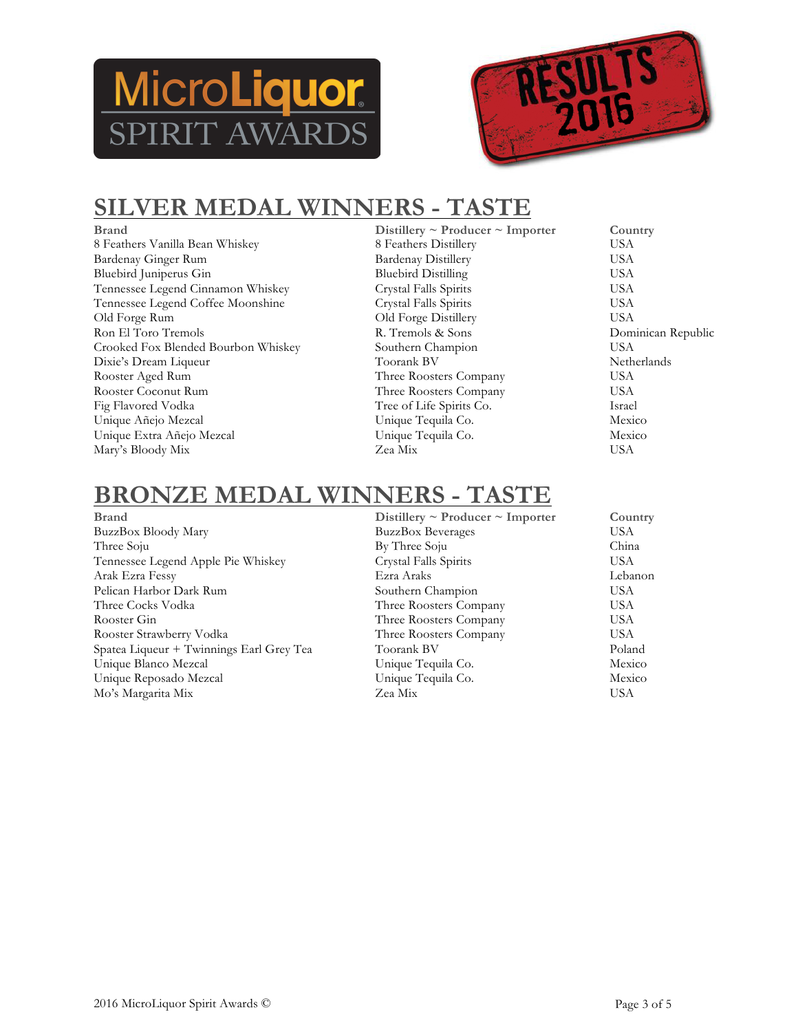MicroLiquor SPIRIT AWARDS

RESULTS 2016

## SILVER MEDAL WINNERS - TASTE

| Brand | Distillery ~ Producer ~ Importer | Country |
|---|---|---|
| 8 Feathers Vanilla Bean Whiskey | 8 Feathers Distillery | USA |
| Bardenay Ginger Rum | Bardenay Distillery | USA |
| Bluebird Juniperus Gin | Bluebird Distilling | USA |
| Tennessee Legend Cinnamon Whiskey | Crystal Falls Spirits | USA |
| Tennessee Legend Coffee Moonshine | Crystal Falls Spirits | USA |
| Old Forge Rum | Old Forge Distillery | USA |
| Ron El Toro Tremols | R. Tremols & Sons | Dominican Republic |
| Crooked Fox Blended Bourbon Whiskey | Southern Champion | USA |
| Dixie's Dream Liqueur | Toorank BV | Netherlands |
| Rooster Aged Rum | Three Roosters Company | USA |
| Rooster Coconut Rum | Three Roosters Company | USA |
| Fig Flavored Vodka | Tree of Life Spirits Co. | Israel |
| Unique Añejo Mezcal | Unique Tequila Co. | Mexico |
| Unique Extra Añejo Mezcal | Unique Tequila Co. | Mexico |
| Mary's Bloody Mix | Zea Mix | USA |

## BRONZE MEDAL WINNERS - TASTE

| Brand | Distillery ~ Producer ~ Importer | Country |
|---|---|---|
| BuzzBox Bloody Mary | BuzzBox Beverages | USA |
| Three Soju | By Three Soju | China |
| Tennessee Legend Apple Pie Whiskey | Crystal Falls Spirits | USA |
| Arak Ezra Fessy | Ezra Araks | Lebanon |
| Pelican Harbor Dark Rum | Southern Champion | USA |
| Three Cocks Vodka | Three Roosters Company | USA |
| Rooster Gin | Three Roosters Company | USA |
| Rooster Strawberry Vodka | Three Roosters Company | USA |
| Spatea Liqueur + Twinnings Earl Grey Tea | Toorank BV | Poland |
| Unique Blanco Mezcal | Unique Tequila Co. | Mexico |
| Unique Reposado Mezcal | Unique Tequila Co. | Mexico |
| Mo's Margarita Mix | Zea Mix | USA |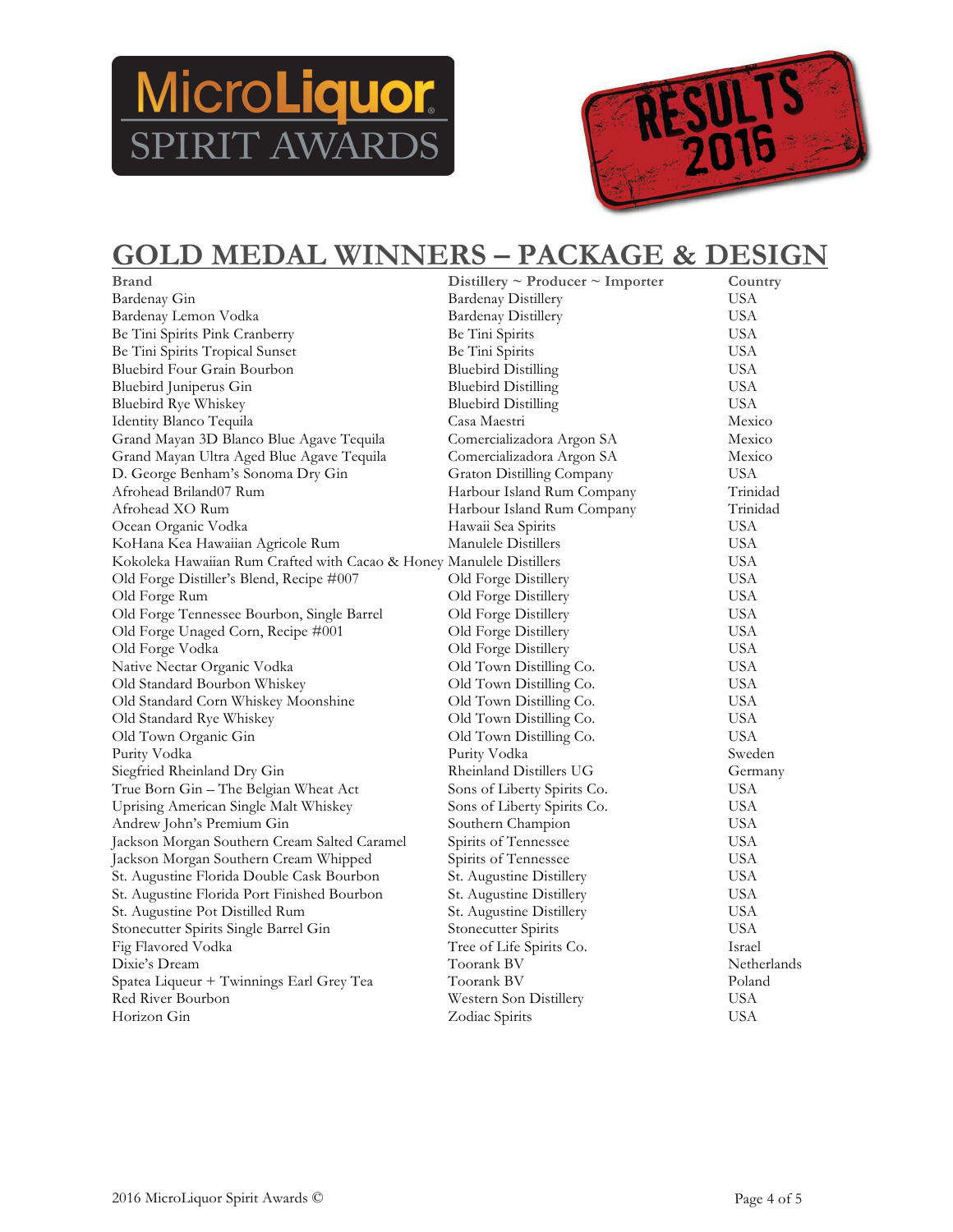MicroLiquor SPIRIT AWARDS

RESULTS 2016

# GOLD MEDAL WINNERS – PACKAGE & DESIGN

| Brand | Distillery ~ Producer ~ Importer | Country |
|---|---|---|
| Bardenay Gin | Bardenay Distillery | USA |
| Bardenay Lemon Vodka | Bardenay Distillery | USA |
| Be Tini Spirits Pink Cranberry | Be Tini Spirits | USA |
| Be Tini Spirits Tropical Sunset | Be Tini Spirits | USA |
| Bluebird Four Grain Bourbon | Bluebird Distilling | USA |
| Bluebird Juniperus Gin | Bluebird Distilling | USA |
| Bluebird Rye Whiskey | Bluebird Distilling | USA |
| Identity Blanco Tequila | Casa Maestri | Mexico |
| Grand Mayan 3D Blanco Blue Agave Tequila | Comercializadora Argon SA | Mexico |
| Grand Mayan Ultra Aged Blue Agave Tequila | Comercializadora Argon SA | Mexico |
| D. George Benham's Sonoma Dry Gin | Graton Distilling Company | USA |
| Afrohead Briland07 Rum | Harbour Island Rum Company | Trinidad |
| Afrohead XO Rum | Harbour Island Rum Company | Trinidad |
| Ocean Organic Vodka | Hawaii Sea Spirits | USA |
| KoHana Kea Hawaiian Agricole Rum | Manulele Distillers | USA |
| Kokoleka Hawaiian Rum Crafted with Cacao & Honey | Manulele Distillers | USA |
| Old Forge Distiller's Blend, Recipe #007 | Old Forge Distillery | USA |
| Old Forge Rum | Old Forge Distillery | USA |
| Old Forge Tennessee Bourbon, Single Barrel | Old Forge Distillery | USA |
| Old Forge Unaged Corn, Recipe #001 | Old Forge Distillery | USA |
| Old Forge Vodka | Old Forge Distillery | USA |
| Native Nectar Organic Vodka | Old Town Distilling Co. | USA |
| Old Standard Bourbon Whiskey | Old Town Distilling Co. | USA |
| Old Standard Corn Whiskey Moonshine | Old Town Distilling Co. | USA |
| Old Standard Rye Whiskey | Old Town Distilling Co. | USA |
| Old Town Organic Gin | Old Town Distilling Co. | USA |
| Purity Vodka | Purity Vodka | Sweden |
| Siegfried Rheinland Dry Gin | Rheinland Distillers UG | Germany |
| True Born Gin – The Belgian Wheat Act | Sons of Liberty Spirits Co. | USA |
| Uprising American Single Malt Whiskey | Sons of Liberty Spirits Co. | USA |
| Andrew John's Premium Gin | Southern Champion | USA |
| Jackson Morgan Southern Cream Salted Caramel | Spirits of Tennessee | USA |
| Jackson Morgan Southern Cream Whipped | Spirits of Tennessee | USA |
| St. Augustine Florida Double Cask Bourbon | St. Augustine Distillery | USA |
| St. Augustine Florida Port Finished Bourbon | St. Augustine Distillery | USA |
| St. Augustine Pot Distilled Rum | St. Augustine Distillery | USA |
| Stonecutter Spirits Single Barrel Gin | Stonecutter Spirits | USA |
| Fig Flavored Vodka | Tree of Life Spirits Co. | Israel |
| Dixie's Dream | Toorank BV | Netherlands |
| Spatea Liqueur + Twinnings Earl Grey Tea | Toorank BV | Poland |
| Red River Bourbon | Western Son Distillery | USA |
| Horizon Gin | Zodiac Spirits | USA |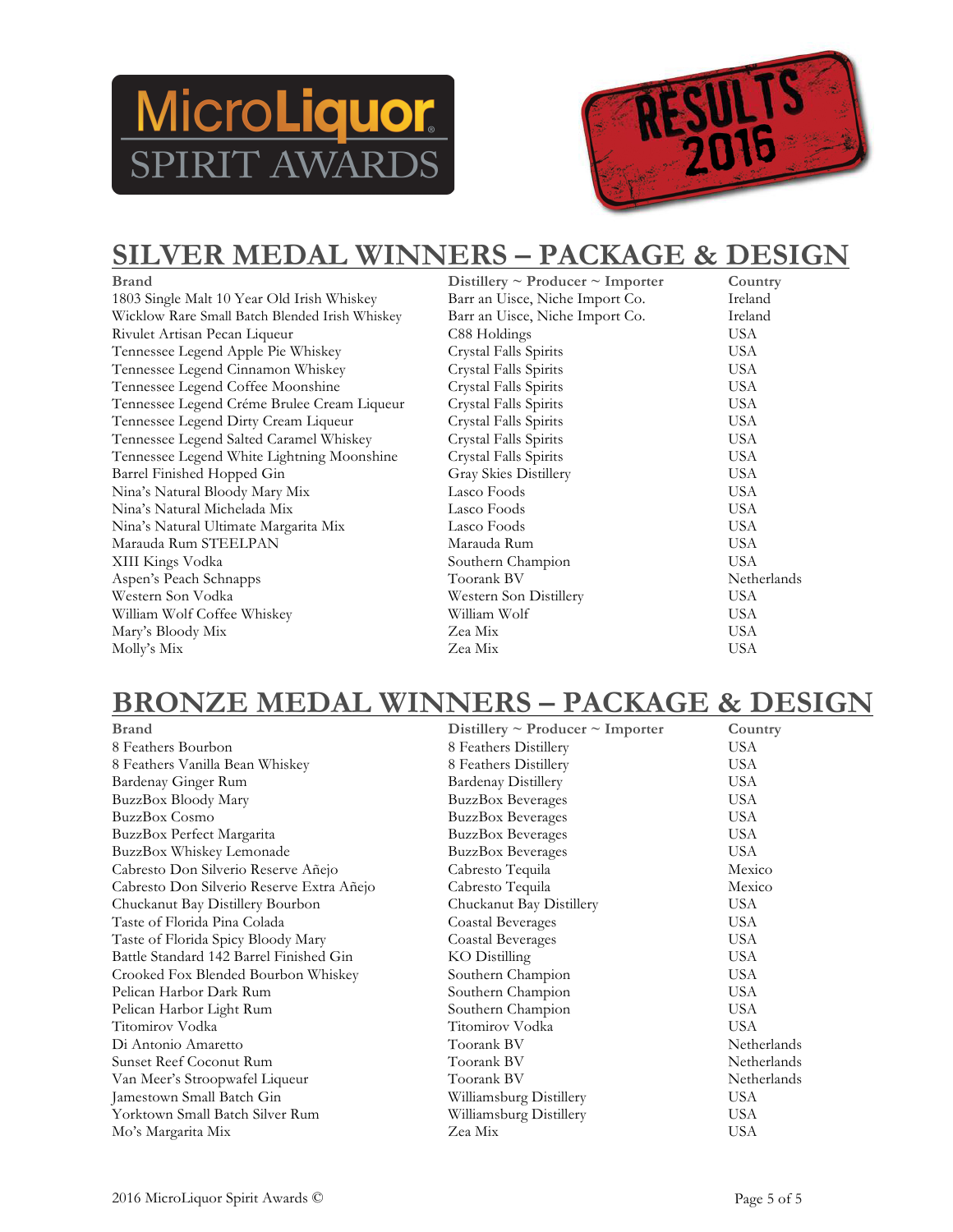# SILVER MEDAL WINNERS – PACKAGE & DESIGN

| Brand | Distillery ~ Producer ~ Importer | Country |
|---|---|---|
| 1803 Single Malt 10 Year Old Irish Whiskey | Barr an Uisce, Niche Import Co. | Ireland |
| Wicklow Rare Small Batch Blended Irish Whiskey | Barr an Uisce, Niche Import Co. | Ireland |
| Rivulet Artisan Pecan Liqueur | C88 Holdings | USA |
| Tennessee Legend Apple Pie Whiskey | Crystal Falls Spirits | USA |
| Tennessee Legend Cinnamon Whiskey | Crystal Falls Spirits | USA |
| Tennessee Legend Coffee Moonshine | Crystal Falls Spirits | USA |
| Tennessee Legend Créme Brulee Cream Liqueur | Crystal Falls Spirits | USA |
| Tennessee Legend Dirty Cream Liqueur | Crystal Falls Spirits | USA |
| Tennessee Legend Salted Caramel Whiskey | Crystal Falls Spirits | USA |
| Tennessee Legend White Lightning Moonshine | Crystal Falls Spirits | USA |
| Barrel Finished Hopped Gin | Gray Skies Distillery | USA |
| Nina's Natural Bloody Mary Mix | Lasco Foods | USA |
| Nina's Natural Michelada Mix | Lasco Foods | USA |
| Nina's Natural Ultimate Margarita Mix | Lasco Foods | USA |
| Marauda Rum STEELPAN | Marauda Rum | USA |
| XIII Kings Vodka | Southern Champion | USA |
| Aspen's Peach Schnapps | Toorank BV | Netherlands |
| Western Son Vodka | Western Son Distillery | USA |
| William Wolf Coffee Whiskey | William Wolf | USA |
| Mary's Bloody Mix | Zea Mix | USA |
| Molly's Mix | Zea Mix | USA |

# BRONZE MEDAL WINNERS – PACKAGE & DESIGN

| Brand | Distillery ~ Producer ~ Importer | Country |
|---|---|---|
| 8 Feathers Bourbon | 8 Feathers Distillery | USA |
| 8 Feathers Vanilla Bean Whiskey | 8 Feathers Distillery | USA |
| Bardenay Ginger Rum | Bardenay Distillery | USA |
| BuzzBox Bloody Mary | BuzzBox Beverages | USA |
| BuzzBox Cosmo | BuzzBox Beverages | USA |
| BuzzBox Perfect Margarita | BuzzBox Beverages | USA |
| BuzzBox Whiskey Lemonade | BuzzBox Beverages | USA |
| Cabresto Don Silverio Reserve Añejo | Cabresto Tequila | Mexico |
| Cabresto Don Silverio Reserve Extra Añejo | Cabresto Tequila | Mexico |
| Chuckanut Bay Distillery Bourbon | Chuckanut Bay Distillery | USA |
| Taste of Florida Pina Colada | Coastal Beverages | USA |
| Taste of Florida Spicy Bloody Mary | Coastal Beverages | USA |
| Battle Standard 142 Barrel Finished Gin | KO Distilling | USA |
| Crooked Fox Blended Bourbon Whiskey | Southern Champion | USA |
| Pelican Harbor Dark Rum | Southern Champion | USA |
| Pelican Harbor Light Rum | Southern Champion | USA |
| Titomirov Vodka | Titomirov Vodka | USA |
| Di Antonio Amaretto | Toorank BV | Netherlands |
| Sunset Reef Coconut Rum | Toorank BV | Netherlands |
| Van Meer's Stroopwafel Liqueur | Toorank BV | Netherlands |
| Jamestown Small Batch Gin | Williamsburg Distillery | USA |
| Yorktown Small Batch Silver Rum | Williamsburg Distillery | USA |
| Mo's Margarita Mix | Zea Mix | USA |